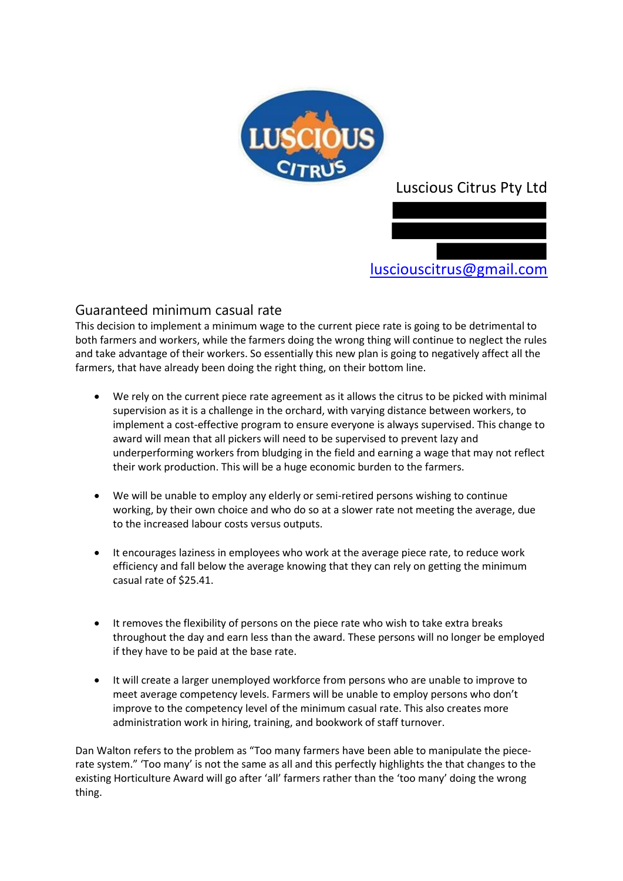Luscious Citrus Pty Ltd

lusciouscitrus@gmail.com

## Guaranteed minimum casual rate

This decision to implement a minimum wage to the current piece rate is going to be detrimental to both farmers and workers, while the farmers doing the wrong thing will continue to neglect the rules and take advantage of their workers. So essentially this new plan is going to negatively affect all the farmers, that have already been doing the right thing, on their bottom line.

- We rely on the current piece rate agreement as it allows the citrus to be picked with minimal supervision as it is a challenge in the orchard, with varying distance between workers, to implement a cost-effective program to ensure everyone is always supervised. This change to award will mean that all pickers will need to be supervised to prevent lazy and underperforming workers from bludging in the field and earning a wage that may not reflect their work production. This will be a huge economic burden to the farmers.

- We will be unable to employ any elderly or semi-retired persons wishing to continue working, by their own choice and who do so at a slower rate not meeting the average, due to the increased labour costs versus outputs.

- It encourages laziness in employees who work at the average piece rate, to reduce work efficiency and fall below the average knowing that they can rely on getting the minimum casual rate of $25.41.

- It removes the flexibility of persons on the piece rate who wish to take extra breaks throughout the day and earn less than the award. These persons will no longer be employed if they have to be paid at the base rate.

- It will create a larger unemployed workforce from persons who are unable to improve to meet average competency levels. Farmers will be unable to employ persons who don't improve to the competency level of the minimum casual rate. This also creates more administration work in hiring, training, and bookwork of staff turnover.

Dan Walton refers to the problem as "Too many farmers have been able to manipulate the piece-rate system." 'Too many' is not the same as all and this perfectly highlights the that changes to the existing Horticulture Award will go after 'all' farmers rather than the 'too many' doing the wrong thing.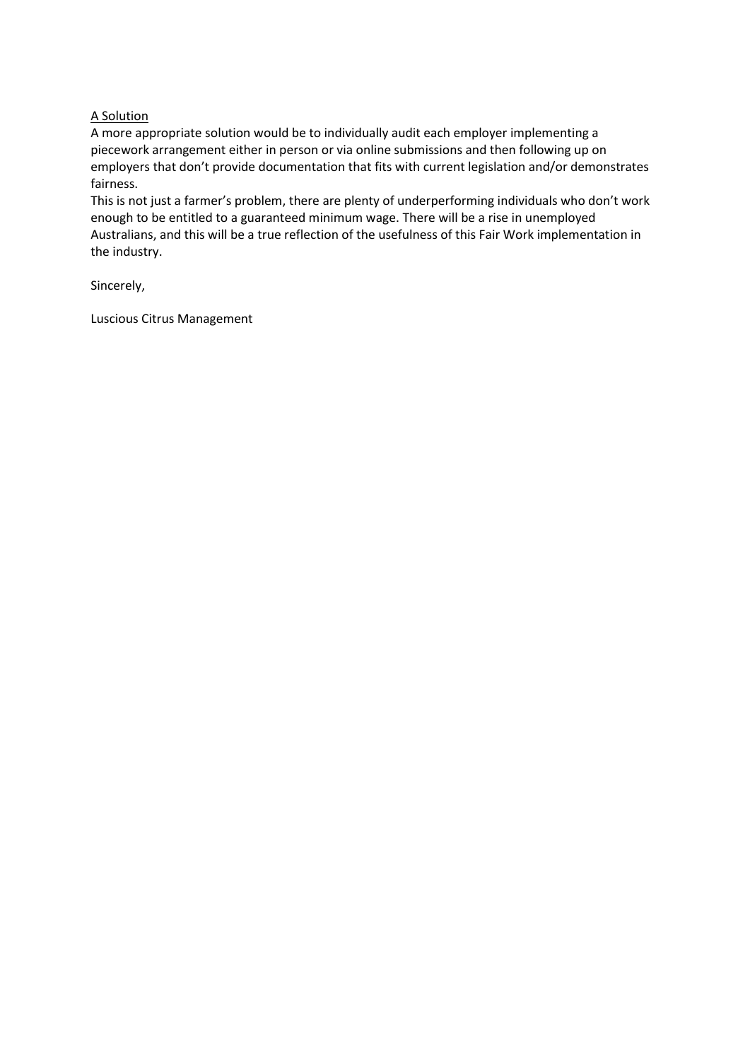A Solution

A more appropriate solution would be to individually audit each employer implementing a piecework arrangement either in person or via online submissions and then following up on employers that don't provide documentation that fits with current legislation and/or demonstrates fairness.

This is not just a farmer's problem, there are plenty of underperforming individuals who don't work enough to be entitled to a guaranteed minimum wage. There will be a rise in unemployed Australians, and this will be a true reflection of the usefulness of this Fair Work implementation in the industry.

Sincerely,

Luscious Citrus Management